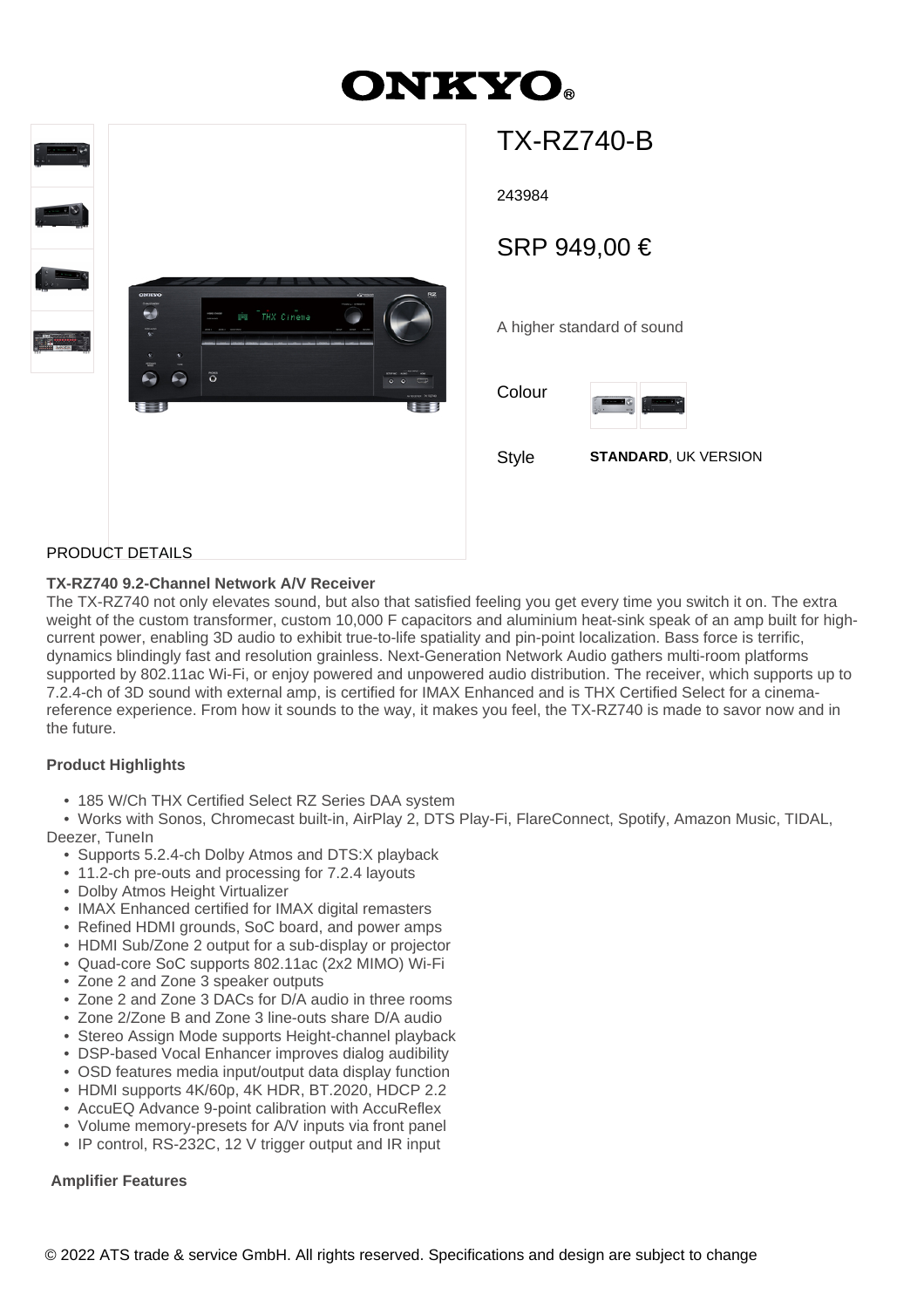# ONKYO

## TX-RZ740-B

243984

SRP 949,00 €

A higher standard of sound

Colour

Style **STANDARD**, UK VERSION

PRODUCT DETAILS

**TX-RZ740 9.2-Channel Network A/V Receiver**

The TX-RZ740 not only elevates sound, but also that satisfied feeling you get every time you switch it on. The extra weight of the custom transformer, custom 10,000 F capacitors and aluminium heat-sink speak of an amp built for high-current power, enabling 3D audio to exhibit true-to-life spatiality and pin-point localization. Bass force is terrific, dynamics blindingly fast and resolution grainless. Next-Generation Network Audio gathers multi-room platforms supported by 802.11ac Wi-Fi, or enjoy powered and unpowered audio distribution. The receiver, which supports up to 7.2.4-ch of 3D sound with external amp, is certified for IMAX Enhanced and is THX Certified Select for a cinema-reference experience. From how it sounds to the way, it makes you feel, the TX-RZ740 is made to savor now and in the future.

**Product Highlights**

- 185 W/Ch THX Certified Select RZ Series DAA system
- Works with Sonos, Chromecast built-in, AirPlay 2, DTS Play-Fi, FlareConnect, Spotify, Amazon Music, TIDAL, Deezer, TuneIn
- Supports 5.2.4-ch Dolby Atmos and DTS:X playback
- 11.2-ch pre-outs and processing for 7.2.4 layouts
- Dolby Atmos Height Virtualizer
- IMAX Enhanced certified for IMAX digital remasters
- Refined HDMI grounds, SoC board, and power amps
- HDMI Sub/Zone 2 output for a sub-display or projector
- Quad-core SoC supports 802.11ac (2x2 MIMO) Wi-Fi
- Zone 2 and Zone 3 speaker outputs
- Zone 2 and Zone 3 DACs for D/A audio in three rooms
- Zone 2/Zone B and Zone 3 line-outs share D/A audio
- Stereo Assign Mode supports Height-channel playback
- DSP-based Vocal Enhancer improves dialog audibility
- OSD features media input/output data display function
- HDMI supports 4K/60p, 4K HDR, BT.2020, HDCP 2.2
- AccuEQ Advance 9-point calibration with AccuReflex
- Volume memory-presets for A/V inputs via front panel
- IP control, RS-232C, 12 V trigger output and IR input

**Amplifier Features**

© 2022 ATS trade & service GmbH. All rights reserved. Specifications and design are subject to change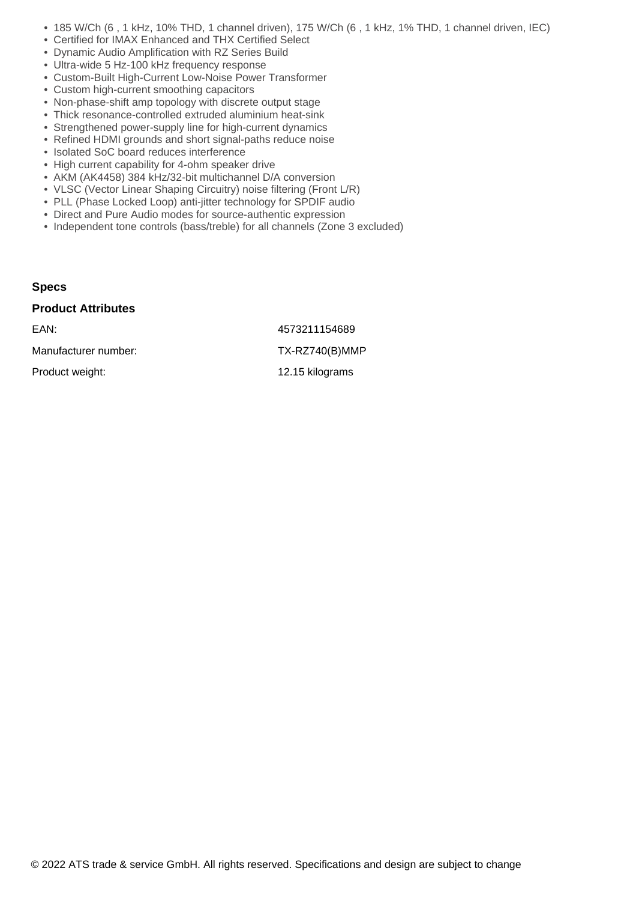- 185 W/Ch (6 , 1 kHz, 10% THD, 1 channel driven), 175 W/Ch (6 , 1 kHz, 1% THD, 1 channel driven, IEC)
- Certified for IMAX Enhanced and THX Certified Select
- Dynamic Audio Amplification with RZ Series Build
- Ultra-wide 5 Hz-100 kHz frequency response
- Custom-Built High-Current Low-Noise Power Transformer
- Custom high-current smoothing capacitors
- Non-phase-shift amp topology with discrete output stage
- Thick resonance-controlled extruded aluminium heat-sink
- Strengthened power-supply line for high-current dynamics
- Refined HDMI grounds and short signal-paths reduce noise
- Isolated SoC board reduces interference
- High current capability for 4-ohm speaker drive
- AKM (AK4458) 384 kHz/32-bit multichannel D/A conversion
- VLSC (Vector Linear Shaping Circuitry) noise filtering (Front L/R)
- PLL (Phase Locked Loop) anti-jitter technology for SPDIF audio
- Direct and Pure Audio modes for source-authentic expression
- Independent tone controls (bass/treble) for all channels (Zone 3 excluded)

**Specs**

**Product Attributes**

| | |
|---|---|
| EAN: | 4573211154689 |
| Manufacturer number: | TX-RZ740(B)MMP |
| Product weight: | 12.15 kilograms |

© 2022 ATS trade & service GmbH. All rights reserved. Specifications and design are subject to change